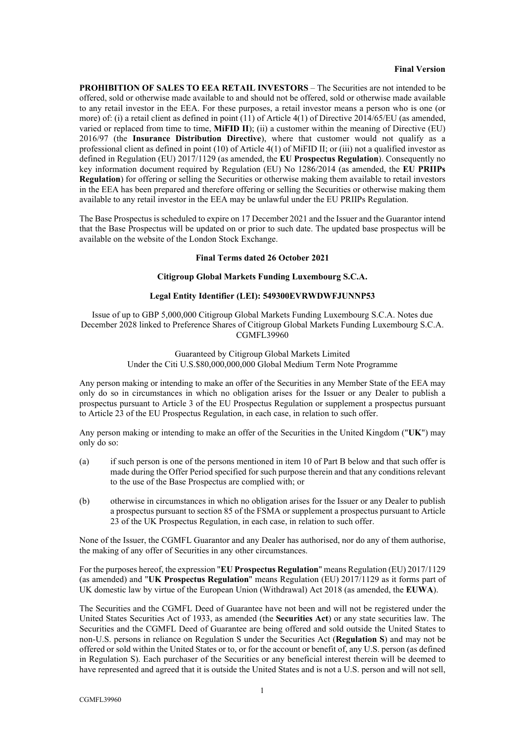**Final Version**

**PROHIBITION OF SALES TO EEA RETAIL INVESTORS** – The Securities are not intended to be offered, sold or otherwise made available to and should not be offered, sold or otherwise made available to any retail investor in the EEA. For these purposes, a retail investor means a person who is one (or more) of: (i) a retail client as defined in point (11) of Article 4(1) of Directive 2014/65/EU (as amended, varied or replaced from time to time, **MiFID II**); (ii) a customer within the meaning of Directive (EU) 2016/97 (the **Insurance Distribution Directive**), where that customer would not qualify as a professional client as defined in point (10) of Article 4(1) of MiFID II; or (iii) not a qualified investor as defined in Regulation (EU) 2017/1129 (as amended, the **EU Prospectus Regulation**). Consequently no key information document required by Regulation (EU) No 1286/2014 (as amended, the **EU PRIIPs Regulation**) for offering or selling the Securities or otherwise making them available to retail investors in the EEA has been prepared and therefore offering or selling the Securities or otherwise making them available to any retail investor in the EEA may be unlawful under the EU PRIIPs Regulation.

The Base Prospectus is scheduled to expire on 17 December 2021 and the Issuer and the Guarantor intend that the Base Prospectus will be updated on or prior to such date. The updated base prospectus will be available on the website of the London Stock Exchange.

**Final Terms dated 26 October 2021**

**Citigroup Global Markets Funding Luxembourg S.C.A.**

**Legal Entity Identifier (LEI): 549300EVRWDWFJUNNP53**

Issue of up to GBP 5,000,000 Citigroup Global Markets Funding Luxembourg S.C.A. Notes due December 2028 linked to Preference Shares of Citigroup Global Markets Funding Luxembourg S.C.A. CGMFL39960

Guaranteed by Citigroup Global Markets Limited
Under the Citi U.S.$80,000,000,000 Global Medium Term Note Programme

Any person making or intending to make an offer of the Securities in any Member State of the EEA may only do so in circumstances in which no obligation arises for the Issuer or any Dealer to publish a prospectus pursuant to Article 3 of the EU Prospectus Regulation or supplement a prospectus pursuant to Article 23 of the EU Prospectus Regulation, in each case, in relation to such offer.

Any person making or intending to make an offer of the Securities in the United Kingdom ("**UK**") may only do so:

(a) if such person is one of the persons mentioned in item 10 of Part B below and that such offer is made during the Offer Period specified for such purpose therein and that any conditions relevant to the use of the Base Prospectus are complied with; or

(b) otherwise in circumstances in which no obligation arises for the Issuer or any Dealer to publish a prospectus pursuant to section 85 of the FSMA or supplement a prospectus pursuant to Article 23 of the UK Prospectus Regulation, in each case, in relation to such offer.

None of the Issuer, the CGMFL Guarantor and any Dealer has authorised, nor do any of them authorise, the making of any offer of Securities in any other circumstances.

For the purposes hereof, the expression "**EU Prospectus Regulation**" means Regulation (EU) 2017/1129 (as amended) and "**UK Prospectus Regulation**" means Regulation (EU) 2017/1129 as it forms part of UK domestic law by virtue of the European Union (Withdrawal) Act 2018 (as amended, the **EUWA**).

The Securities and the CGMFL Deed of Guarantee have not been and will not be registered under the United States Securities Act of 1933, as amended (the **Securities Act**) or any state securities law. The Securities and the CGMFL Deed of Guarantee are being offered and sold outside the United States to non-U.S. persons in reliance on Regulation S under the Securities Act (**Regulation S**) and may not be offered or sold within the United States or to, or for the account or benefit of, any U.S. person (as defined in Regulation S). Each purchaser of the Securities or any beneficial interest therein will be deemed to have represented and agreed that it is outside the United States and is not a U.S. person and will not sell,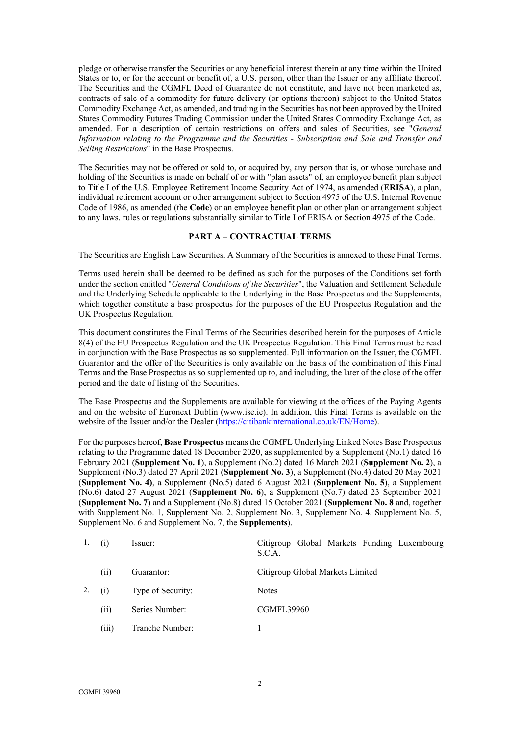pledge or otherwise transfer the Securities or any beneficial interest therein at any time within the United States or to, or for the account or benefit of, a U.S. person, other than the Issuer or any affiliate thereof. The Securities and the CGMFL Deed of Guarantee do not constitute, and have not been marketed as, contracts of sale of a commodity for future delivery (or options thereon) subject to the United States Commodity Exchange Act, as amended, and trading in the Securities has not been approved by the United States Commodity Futures Trading Commission under the United States Commodity Exchange Act, as amended. For a description of certain restrictions on offers and sales of Securities, see "*General Information relating to the Programme and the Securities - Subscription and Sale and Transfer and Selling Restrictions*" in the Base Prospectus.

The Securities may not be offered or sold to, or acquired by, any person that is, or whose purchase and holding of the Securities is made on behalf of or with "plan assets" of, an employee benefit plan subject to Title I of the U.S. Employee Retirement Income Security Act of 1974, as amended (**ERISA**), a plan, individual retirement account or other arrangement subject to Section 4975 of the U.S. Internal Revenue Code of 1986, as amended (the **Code**) or an employee benefit plan or other plan or arrangement subject to any laws, rules or regulations substantially similar to Title I of ERISA or Section 4975 of the Code.

## PART A – CONTRACTUAL TERMS

The Securities are English Law Securities. A Summary of the Securities is annexed to these Final Terms.

Terms used herein shall be deemed to be defined as such for the purposes of the Conditions set forth under the section entitled "*General Conditions of the Securities*", the Valuation and Settlement Schedule and the Underlying Schedule applicable to the Underlying in the Base Prospectus and the Supplements, which together constitute a base prospectus for the purposes of the EU Prospectus Regulation and the UK Prospectus Regulation.

This document constitutes the Final Terms of the Securities described herein for the purposes of Article 8(4) of the EU Prospectus Regulation and the UK Prospectus Regulation. This Final Terms must be read in conjunction with the Base Prospectus as so supplemented. Full information on the Issuer, the CGMFL Guarantor and the offer of the Securities is only available on the basis of the combination of this Final Terms and the Base Prospectus as so supplemented up to, and including, the later of the close of the offer period and the date of listing of the Securities.

The Base Prospectus and the Supplements are available for viewing at the offices of the Paying Agents and on the website of Euronext Dublin (www.ise.ie). In addition, this Final Terms is available on the website of the Issuer and/or the Dealer (https://citibankinternational.co.uk/EN/Home).

For the purposes hereof, **Base Prospectus** means the CGMFL Underlying Linked Notes Base Prospectus relating to the Programme dated 18 December 2020, as supplemented by a Supplement (No.1) dated 16 February 2021 (**Supplement No. 1**), a Supplement (No.2) dated 16 March 2021 (**Supplement No. 2**), a Supplement (No.3) dated 27 April 2021 (**Supplement No. 3**), a Supplement (No.4) dated 20 May 2021 (**Supplement No. 4)**, a Supplement (No.5) dated 6 August 2021 (**Supplement No. 5**), a Supplement (No.6) dated 27 August 2021 (**Supplement No. 6**), a Supplement (No.7) dated 23 September 2021 (**Supplement No. 7**) and a Supplement (No.8) dated 15 October 2021 (**Supplement No. 8** and, together with Supplement No. 1, Supplement No. 2, Supplement No. 3, Supplement No. 4, Supplement No. 5, Supplement No. 6 and Supplement No. 7, the **Supplements**).

| | | | |
|---|---|---|---|
| 1. | (i) | Issuer: | Citigroup Global Markets Funding Luxembourg S.C.A. |
| | (ii) | Guarantor: | Citigroup Global Markets Limited |
| 2. | (i) | Type of Security: | Notes |
| | (ii) | Series Number: | CGMFL39960 |
| | (iii) | Tranche Number: | 1 |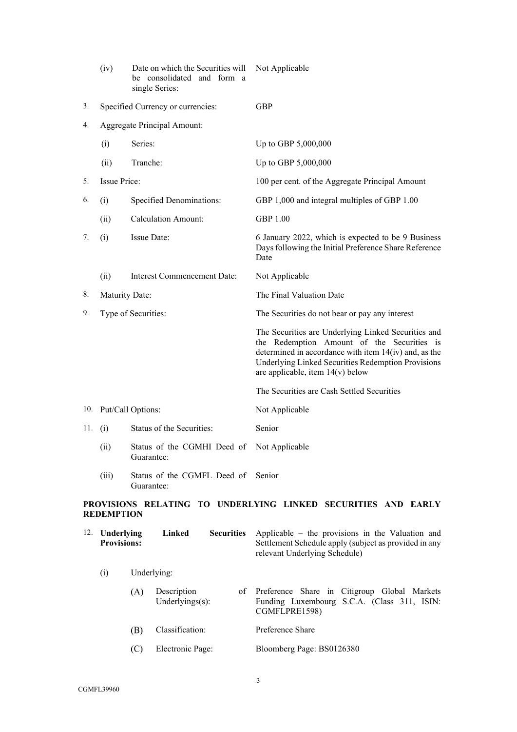| | | | |
|---|---|---|---|
| | (iv) | Date on which the Securities will be consolidated and form a single Series: | Not Applicable |
| 3. | Specified Currency or currencies: | | GBP |
| 4. | Aggregate Principal Amount: | | |
| | (i) | Series: | Up to GBP 5,000,000 |
| | (ii) | Tranche: | Up to GBP 5,000,000 |
| 5. | Issue Price: | | 100 per cent. of the Aggregate Principal Amount |
| 6. | (i) | Specified Denominations: | GBP 1,000 and integral multiples of GBP 1.00 |
| | (ii) | Calculation Amount: | GBP 1.00 |
| 7. | (i) | Issue Date: | 6 January 2022, which is expected to be 9 Business Days following the Initial Preference Share Reference Date |
| | (ii) | Interest Commencement Date: | Not Applicable |
| 8. | Maturity Date: | | The Final Valuation Date |
| 9. | Type of Securities: | | The Securities do not bear or pay any interest<br><br>The Securities are Underlying Linked Securities and the Redemption Amount of the Securities is determined in accordance with item 14(iv) and, as the Underlying Linked Securities Redemption Provisions are applicable, item 14(v) below<br><br>The Securities are Cash Settled Securities |
| 10. | Put/Call Options: | | Not Applicable |
| 11. | (i) | Status of the Securities: | Senior |
| | (ii) | Status of the CGMHI Deed of Guarantee: | Not Applicable |
| | (iii) | Status of the CGMFL Deed of Guarantee: | Senior |

**PROVISIONS RELATING TO UNDERLYING LINKED SECURITIES AND EARLY REDEMPTION**

| | | | |
|---|---|---|---|
| 12. | **Underlying Linked Securities Provisions:** | | Applicable – the provisions in the Valuation and Settlement Schedule apply (subject as provided in any relevant Underlying Schedule) |
| | (i) | Underlying: | |
| | | (A) Description of Underlyings(s): | Preference Share in Citigroup Global Markets Funding Luxembourg S.C.A. (Class 311, ISIN: CGMFLPRE1598) |
| | | (B) Classification: | Preference Share |
| | | (C) Electronic Page: | Bloomberg Page: BS0126380 |

CGMFL39960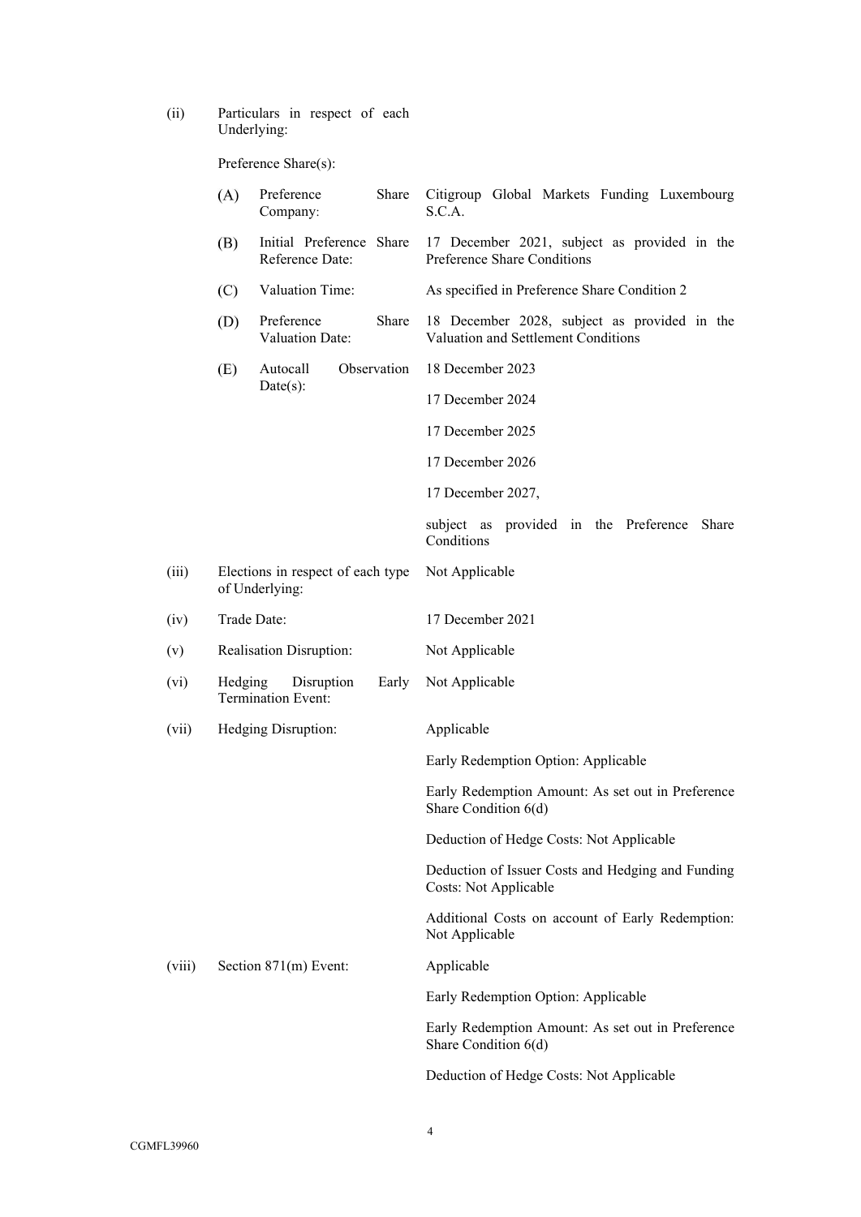(ii) Particulars in respect of each Underlying:

Preference Share(s):

| | | |
|---|---|---|
| (A) | Preference Share Company: | Citigroup Global Markets Funding Luxembourg S.C.A. |
| (B) | Initial Preference Share Reference Date: | 17 December 2021, subject as provided in the Preference Share Conditions |
| (C) | Valuation Time: | As specified in Preference Share Condition 2 |
| (D) | Preference Share Valuation Date: | 18 December 2028, subject as provided in the Valuation and Settlement Conditions |
| (E) | Autocall Observation Date(s): | 18 December 2023<br><br>17 December 2024<br><br>17 December 2025<br><br>17 December 2026<br><br>17 December 2027,<br><br>subject as provided in the Preference Share Conditions |

| | | |
|---|---|---|
| (iii) | Elections in respect of each type of Underlying: | Not Applicable |
| (iv) | Trade Date: | 17 December 2021 |
| (v) | Realisation Disruption: | Not Applicable |
| (vi) | Hedging Disruption Early Termination Event: | Not Applicable |
| (vii) | Hedging Disruption: | Applicable<br><br>Early Redemption Option: Applicable<br><br>Early Redemption Amount: As set out in Preference Share Condition 6(d)<br><br>Deduction of Hedge Costs: Not Applicable<br><br>Deduction of Issuer Costs and Hedging and Funding Costs: Not Applicable<br><br>Additional Costs on account of Early Redemption: Not Applicable |
| (viii) | Section 871(m) Event: | Applicable<br><br>Early Redemption Option: Applicable<br><br>Early Redemption Amount: As set out in Preference Share Condition 6(d)<br><br>Deduction of Hedge Costs: Not Applicable |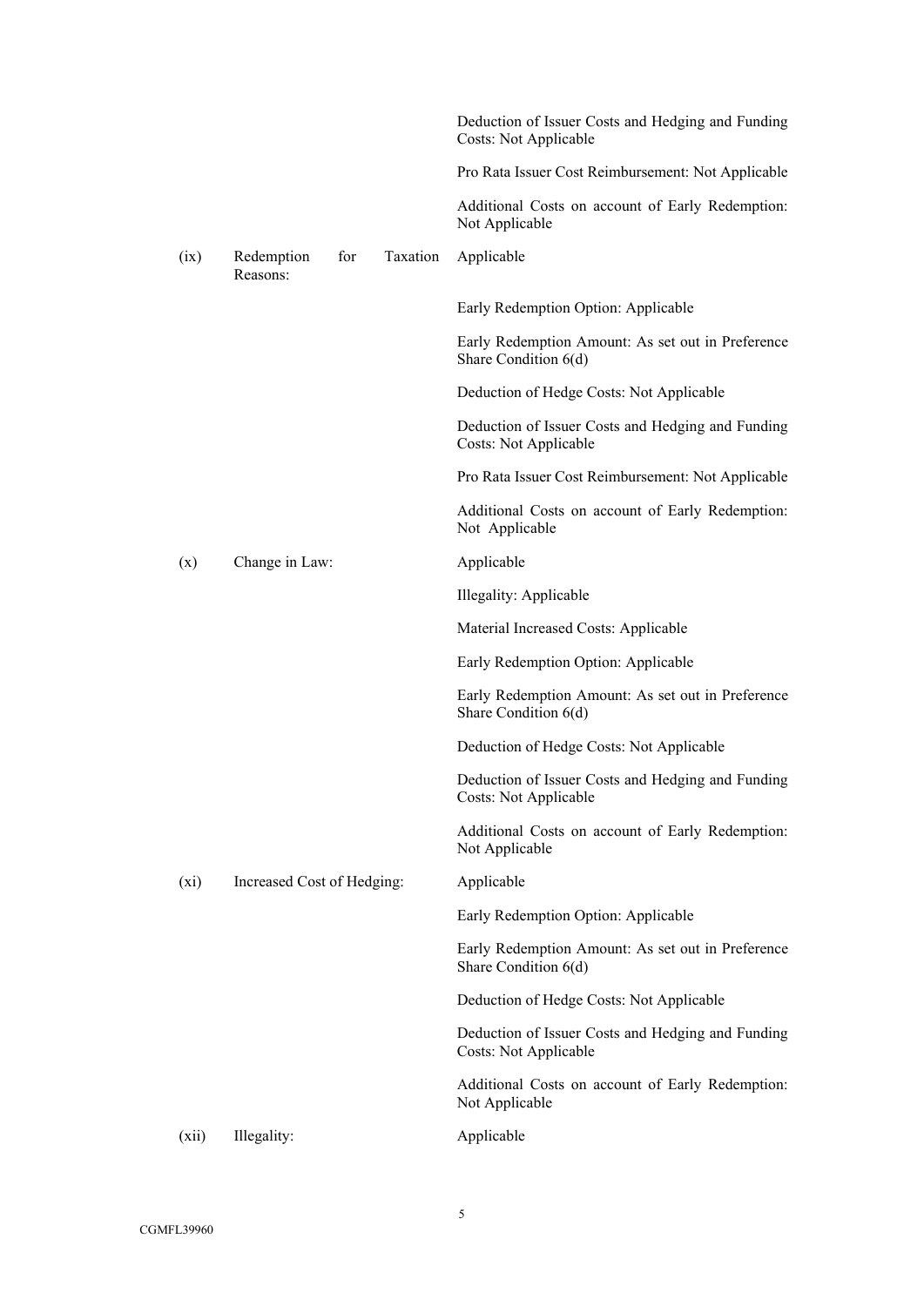| | | |
|---|---|---|
| | | Deduction of Issuer Costs and Hedging and Funding Costs: Not Applicable |
| | | Pro Rata Issuer Cost Reimbursement: Not Applicable |
| | | Additional Costs on account of Early Redemption: Not Applicable |
| (ix) | Redemption for Taxation Reasons: | Applicable |
| | | Early Redemption Option: Applicable |
| | | Early Redemption Amount: As set out in Preference Share Condition 6(d) |
| | | Deduction of Hedge Costs: Not Applicable |
| | | Deduction of Issuer Costs and Hedging and Funding Costs: Not Applicable |
| | | Pro Rata Issuer Cost Reimbursement: Not Applicable |
| | | Additional Costs on account of Early Redemption: Not Applicable |
| (x) | Change in Law: | Applicable |
| | | Illegality: Applicable |
| | | Material Increased Costs: Applicable |
| | | Early Redemption Option: Applicable |
| | | Early Redemption Amount: As set out in Preference Share Condition 6(d) |
| | | Deduction of Hedge Costs: Not Applicable |
| | | Deduction of Issuer Costs and Hedging and Funding Costs: Not Applicable |
| | | Additional Costs on account of Early Redemption: Not Applicable |
| (xi) | Increased Cost of Hedging: | Applicable |
| | | Early Redemption Option: Applicable |
| | | Early Redemption Amount: As set out in Preference Share Condition 6(d) |
| | | Deduction of Hedge Costs: Not Applicable |
| | | Deduction of Issuer Costs and Hedging and Funding Costs: Not Applicable |
| | | Additional Costs on account of Early Redemption: Not Applicable |
| (xii) | Illegality: | Applicable |

CGMFL39960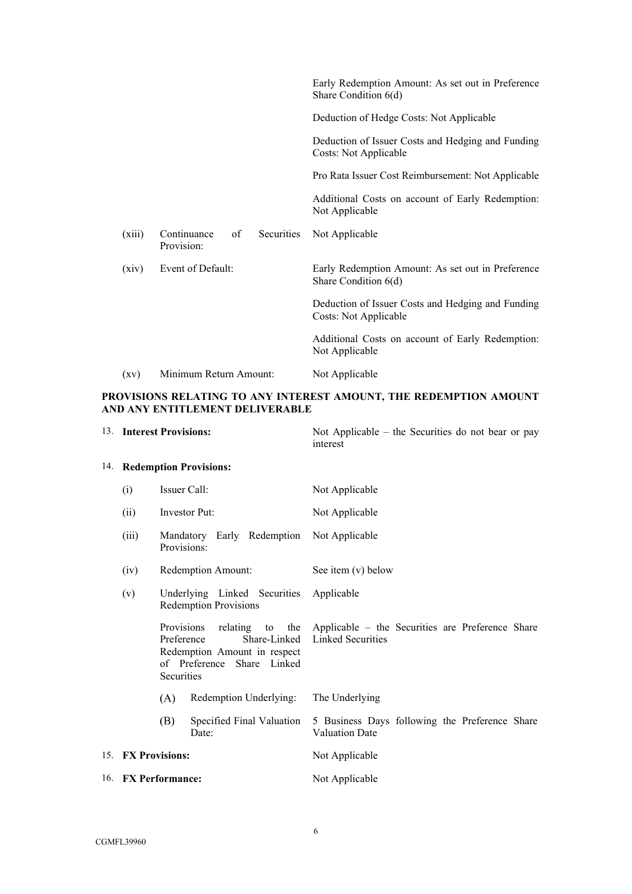| | | |
|---|---|---|
| | | Early Redemption Amount: As set out in Preference Share Condition 6(d) |
| | | Deduction of Hedge Costs: Not Applicable |
| | | Deduction of Issuer Costs and Hedging and Funding Costs: Not Applicable |
| | | Pro Rata Issuer Cost Reimbursement: Not Applicable |
| | | Additional Costs on account of Early Redemption: Not Applicable |
| (xiii) | Continuance of Securities Provision: | Not Applicable |
| (xiv) | Event of Default: | Early Redemption Amount: As set out in Preference Share Condition 6(d) |
| | | Deduction of Issuer Costs and Hedging and Funding Costs: Not Applicable |
| | | Additional Costs on account of Early Redemption: Not Applicable |
| (xv) | Minimum Return Amount: | Not Applicable |

**PROVISIONS RELATING TO ANY INTEREST AMOUNT, THE REDEMPTION AMOUNT AND ANY ENTITLEMENT DELIVERABLE**

| | | | |
|---|---|---|---|
| 13. | **Interest Provisions:** | | Not Applicable – the Securities do not bear or pay interest |
| 14. | **Redemption Provisions:** | | |
| | (i) | Issuer Call: | Not Applicable |
| | (ii) | Investor Put: | Not Applicable |
| | (iii) | Mandatory Early Redemption Provisions: | Not Applicable |
| | (iv) | Redemption Amount: | See item (v) below |
| | (v) | Underlying Linked Securities Redemption Provisions | Applicable |
| | | Provisions relating to the Preference Share-Linked Redemption Amount in respect of Preference Share Linked Securities | Applicable – the Securities are Preference Share Linked Securities |
| | | (A) Redemption Underlying: | The Underlying |
| | | (B) Specified Final Valuation Date: | 5 Business Days following the Preference Share Valuation Date |
| 15. | **FX Provisions:** | | Not Applicable |
| 16. | **FX Performance:** | | Not Applicable |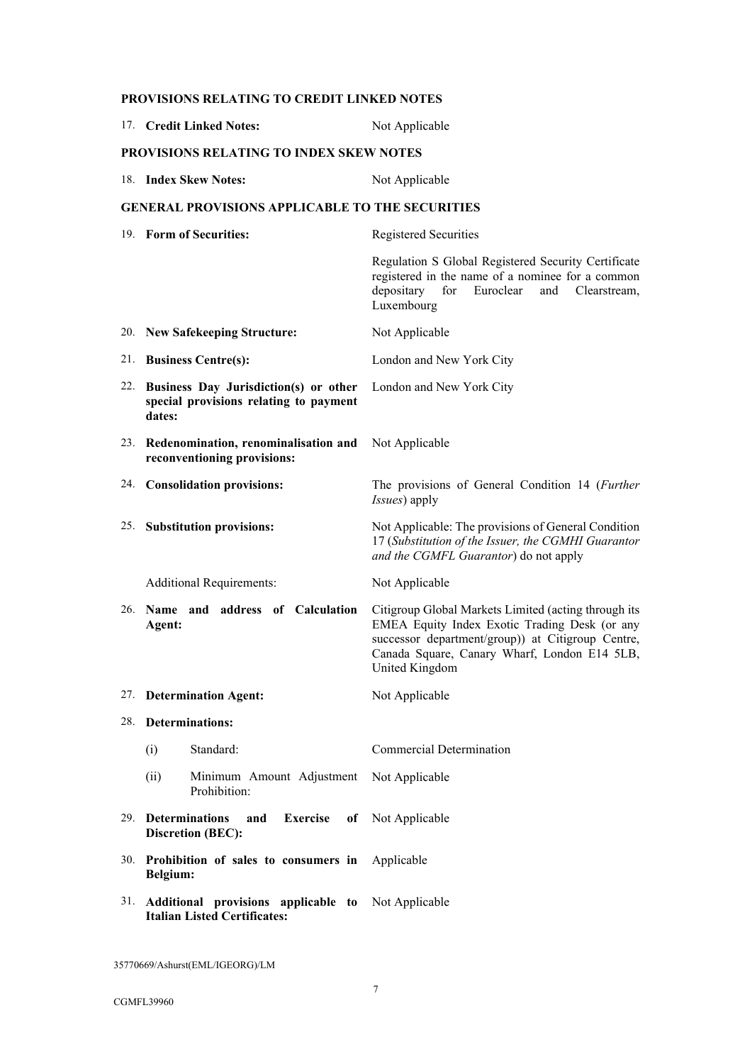**PROVISIONS RELATING TO CREDIT LINKED NOTES**

| | |
|---|---|
| 17. **Credit Linked Notes:** | Not Applicable |

**PROVISIONS RELATING TO INDEX SKEW NOTES**

| | |
|---|---|
| 18. **Index Skew Notes:** | Not Applicable |

**GENERAL PROVISIONS APPLICABLE TO THE SECURITIES**

| | |
|---|---|
| 19. **Form of Securities:** | Registered Securities<br><br>Regulation S Global Registered Security Certificate registered in the name of a nominee for a common depositary for Euroclear and Clearstream, Luxembourg |
| 20. **New Safekeeping Structure:** | Not Applicable |
| 21. **Business Centre(s):** | London and New York City |
| 22. **Business Day Jurisdiction(s) or other special provisions relating to payment dates:** | London and New York City |
| 23. **Redenomination, renominalisation and reconventioning provisions:** | Not Applicable |
| 24. **Consolidation provisions:** | The provisions of General Condition 14 (*Further Issues*) apply |
| 25. **Substitution provisions:** | Not Applicable: The provisions of General Condition 17 (*Substitution of the Issuer, the CGMHI Guarantor and the CGMFL Guarantor*) do not apply |
| Additional Requirements: | Not Applicable |
| 26. **Name and address of Calculation Agent:** | Citigroup Global Markets Limited (acting through its EMEA Equity Index Exotic Trading Desk (or any successor department/group)) at Citigroup Centre, Canada Square, Canary Wharf, London E14 5LB, United Kingdom |
| 27. **Determination Agent:** | Not Applicable |
| 28. **Determinations:** | |
| (i) Standard: | Commercial Determination |
| (ii) Minimum Amount Adjustment Prohibition: | Not Applicable |
| 29. **Determinations and Exercise of Discretion (BEC):** | Not Applicable |
| 30. **Prohibition of sales to consumers in Belgium:** | Applicable |
| 31. **Additional provisions applicable to Italian Listed Certificates:** | Not Applicable |

35770669/Ashurst(EML/IGEORG)/LM

CGMFL39960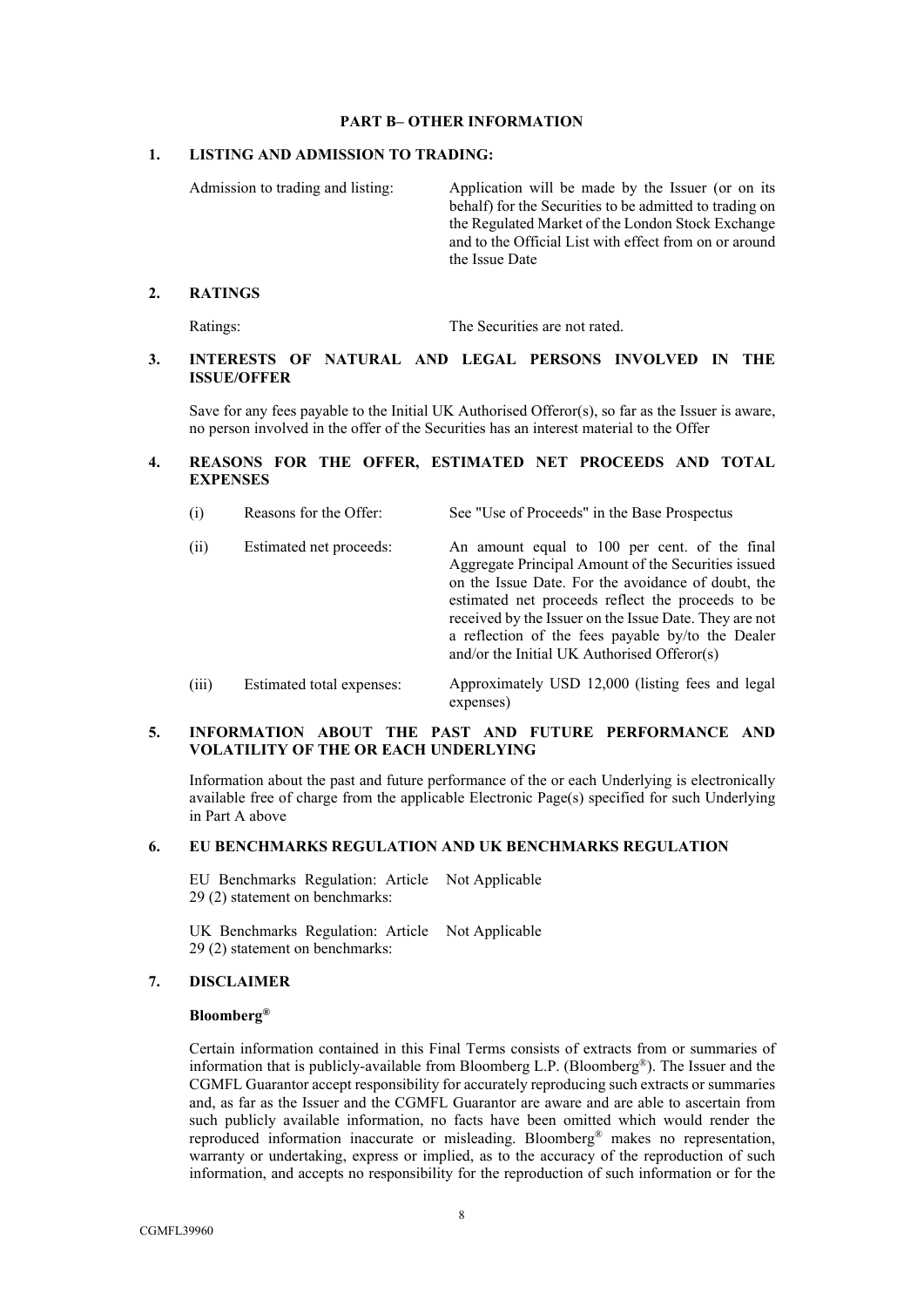## PART B– OTHER INFORMATION

### 1. LISTING AND ADMISSION TO TRADING:

| | |
|---|---|
| Admission to trading and listing: | Application will be made by the Issuer (or on its behalf) for the Securities to be admitted to trading on the Regulated Market of the London Stock Exchange and to the Official List with effect from on or around the Issue Date |

### 2. RATINGS

| | |
|---|---|
| Ratings: | The Securities are not rated. |

### 3. INTERESTS OF NATURAL AND LEGAL PERSONS INVOLVED IN THE ISSUE/OFFER

Save for any fees payable to the Initial UK Authorised Offeror(s), so far as the Issuer is aware, no person involved in the offer of the Securities has an interest material to the Offer

### 4. REASONS FOR THE OFFER, ESTIMATED NET PROCEEDS AND TOTAL EXPENSES

| | | |
|---|---|---|
| (i) | Reasons for the Offer: | See "Use of Proceeds" in the Base Prospectus |
| (ii) | Estimated net proceeds: | An amount equal to 100 per cent. of the final Aggregate Principal Amount of the Securities issued on the Issue Date. For the avoidance of doubt, the estimated net proceeds reflect the proceeds to be received by the Issuer on the Issue Date. They are not a reflection of the fees payable by/to the Dealer and/or the Initial UK Authorised Offeror(s) |
| (iii) | Estimated total expenses: | Approximately USD 12,000 (listing fees and legal expenses) |

### 5. INFORMATION ABOUT THE PAST AND FUTURE PERFORMANCE AND VOLATILITY OF THE OR EACH UNDERLYING

Information about the past and future performance of the or each Underlying is electronically available free of charge from the applicable Electronic Page(s) specified for such Underlying in Part A above

### 6. EU BENCHMARKS REGULATION AND UK BENCHMARKS REGULATION

| | |
|---|---|
| EU Benchmarks Regulation: Article 29 (2) statement on benchmarks: | Not Applicable |
| UK Benchmarks Regulation: Article 29 (2) statement on benchmarks: | Not Applicable |

### 7. DISCLAIMER

**Bloomberg®**

Certain information contained in this Final Terms consists of extracts from or summaries of information that is publicly-available from Bloomberg L.P. (Bloomberg®). The Issuer and the CGMFL Guarantor accept responsibility for accurately reproducing such extracts or summaries and, as far as the Issuer and the CGMFL Guarantor are aware and are able to ascertain from such publicly available information, no facts have been omitted which would render the reproduced information inaccurate or misleading. Bloomberg® makes no representation, warranty or undertaking, express or implied, as to the accuracy of the reproduction of such information, and accepts no responsibility for the reproduction of such information or for the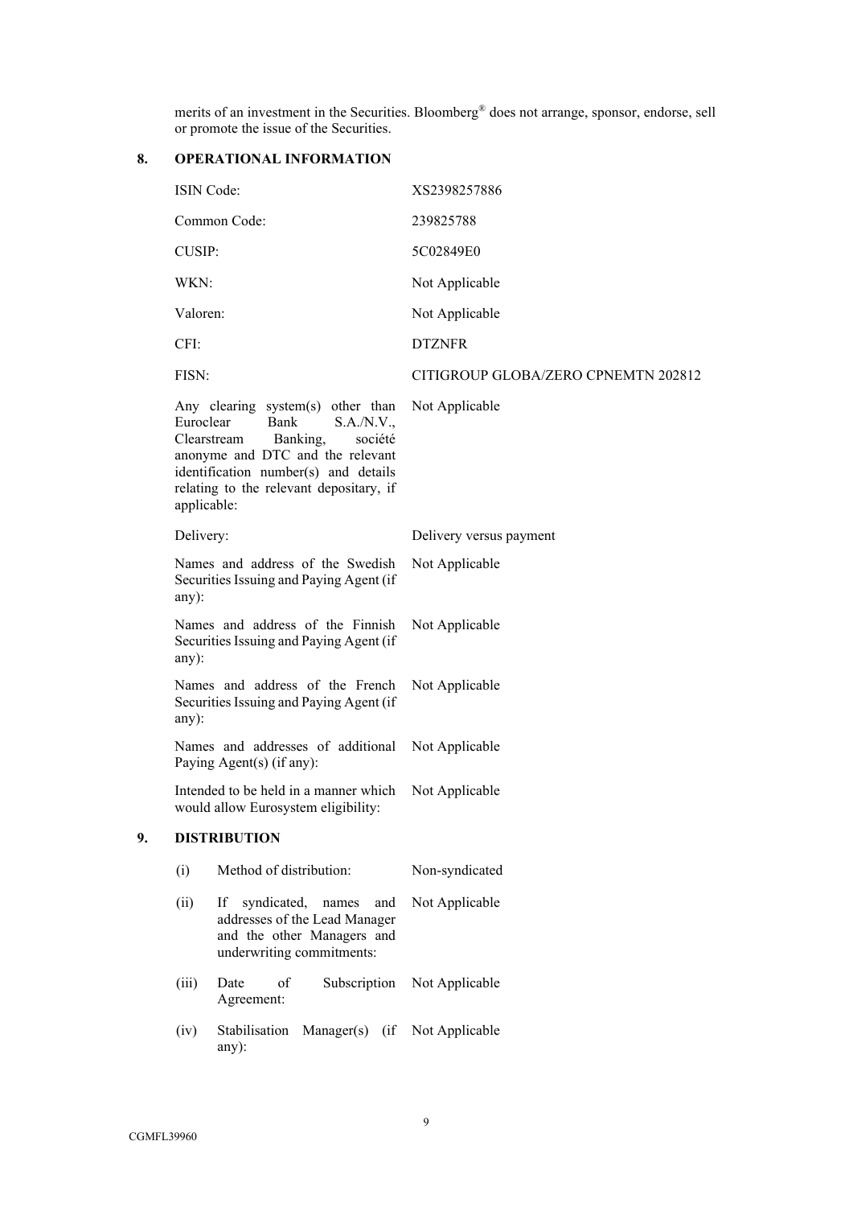merits of an investment in the Securities. Bloomberg® does not arrange, sponsor, endorse, sell or promote the issue of the Securities.

## 8. OPERATIONAL INFORMATION

| | |
|---|---|
| ISIN Code: | XS2398257886 |
| Common Code: | 239825788 |
| CUSIP: | 5C02849E0 |
| WKN: | Not Applicable |
| Valoren: | Not Applicable |
| CFI: | DTZNFR |
| FISN: | CITIGROUP GLOBA/ZERO CPNEMTN 202812 |
| Any clearing system(s) other than Euroclear Bank S.A./N.V., Clearstream Banking, société anonyme and DTC and the relevant identification number(s) and details relating to the relevant depositary, if applicable: | Not Applicable |
| Delivery: | Delivery versus payment |
| Names and address of the Swedish Securities Issuing and Paying Agent (if any): | Not Applicable |
| Names and address of the Finnish Securities Issuing and Paying Agent (if any): | Not Applicable |
| Names and address of the French Securities Issuing and Paying Agent (if any): | Not Applicable |
| Names and addresses of additional Paying Agent(s) (if any): | Not Applicable |
| Intended to be held in a manner which would allow Eurosystem eligibility: | Not Applicable |

## 9. DISTRIBUTION

| | | |
|---|---|---|
| (i) | Method of distribution: | Non-syndicated |
| (ii) | If syndicated, names and addresses of the Lead Manager and the other Managers and underwriting commitments: | Not Applicable |
| (iii) | Date of Subscription Agreement: | Not Applicable |
| (iv) | Stabilisation Manager(s) (if any): | Not Applicable |

CGMFL39960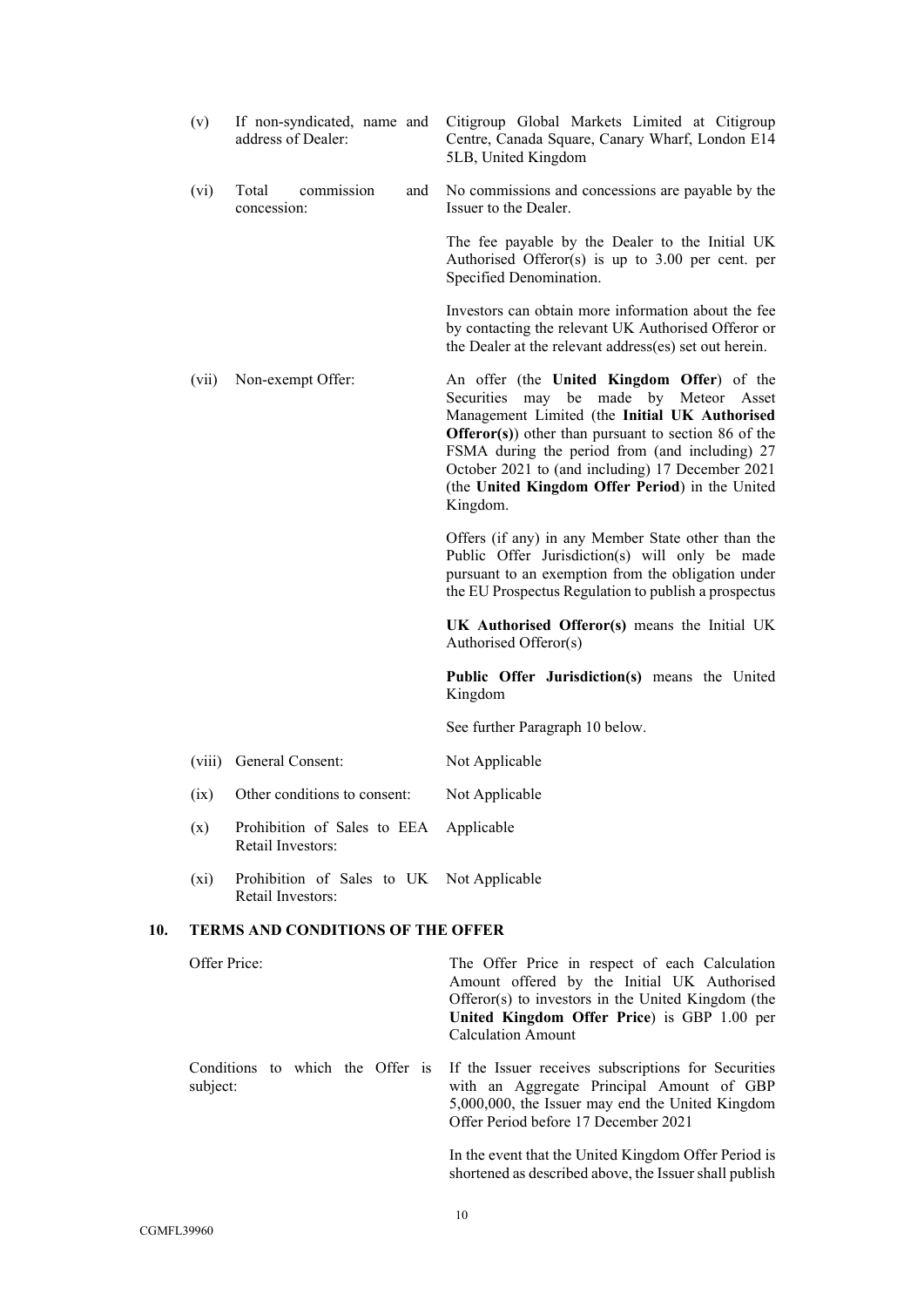| | | |
|---|---|---|
| (v) | If non-syndicated, name and address of Dealer: | Citigroup Global Markets Limited at Citigroup Centre, Canada Square, Canary Wharf, London E14 5LB, United Kingdom |
| (vi) | Total commission and concession: | No commissions and concessions are payable by the Issuer to the Dealer.<br><br>The fee payable by the Dealer to the Initial UK Authorised Offeror(s) is up to 3.00 per cent. per Specified Denomination.<br><br>Investors can obtain more information about the fee by contacting the relevant UK Authorised Offeror or the Dealer at the relevant address(es) set out herein. |
| (vii) | Non-exempt Offer: | An offer (the **United Kingdom Offer**) of the Securities may be made by Meteor Asset Management Limited (the **Initial UK Authorised Offeror(s)**) other than pursuant to section 86 of the FSMA during the period from (and including) 27 October 2021 to (and including) 17 December 2021 (the **United Kingdom Offer Period**) in the United Kingdom.<br><br>Offers (if any) in any Member State other than the Public Offer Jurisdiction(s) will only be made pursuant to an exemption from the obligation under the EU Prospectus Regulation to publish a prospectus<br><br>**UK Authorised Offeror(s)** means the Initial UK Authorised Offeror(s)<br><br>**Public Offer Jurisdiction(s)** means the United Kingdom<br><br>See further Paragraph 10 below. |
| (viii) | General Consent: | Not Applicable |
| (ix) | Other conditions to consent: | Not Applicable |
| (x) | Prohibition of Sales to EEA Retail Investors: | Applicable |
| (xi) | Prohibition of Sales to UK Retail Investors: | Not Applicable |

## 10. TERMS AND CONDITIONS OF THE OFFER

| | |
|---|---|
| Offer Price: | The Offer Price in respect of each Calculation Amount offered by the Initial UK Authorised Offeror(s) to investors in the United Kingdom (the **United Kingdom Offer Price**) is GBP 1.00 per Calculation Amount |
| Conditions to which the Offer is subject: | If the Issuer receives subscriptions for Securities with an Aggregate Principal Amount of GBP 5,000,000, the Issuer may end the United Kingdom Offer Period before 17 December 2021<br><br>In the event that the United Kingdom Offer Period is shortened as described above, the Issuer shall publish |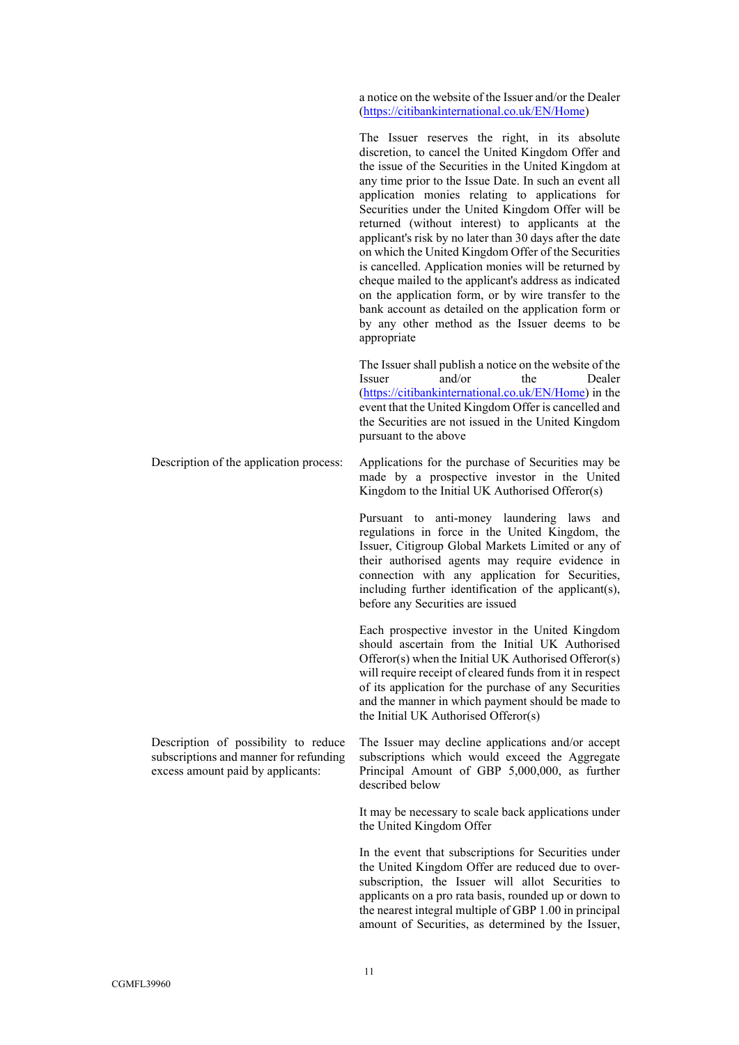| | |
|---|---|
| | a notice on the website of the Issuer and/or the Dealer (https://citibankinternational.co.uk/EN/Home) |
| | The Issuer reserves the right, in its absolute discretion, to cancel the United Kingdom Offer and the issue of the Securities in the United Kingdom at any time prior to the Issue Date. In such an event all application monies relating to applications for Securities under the United Kingdom Offer will be returned (without interest) to applicants at the applicant's risk by no later than 30 days after the date on which the United Kingdom Offer of the Securities is cancelled. Application monies will be returned by cheque mailed to the applicant's address as indicated on the application form, or by wire transfer to the bank account as detailed on the application form or by any other method as the Issuer deems to be appropriate |
| | The Issuer shall publish a notice on the website of the Issuer and/or the Dealer (https://citibankinternational.co.uk/EN/Home) in the event that the United Kingdom Offer is cancelled and the Securities are not issued in the United Kingdom pursuant to the above |
| Description of the application process: | Applications for the purchase of Securities may be made by a prospective investor in the United Kingdom to the Initial UK Authorised Offeror(s) |
| | Pursuant to anti-money laundering laws and regulations in force in the United Kingdom, the Issuer, Citigroup Global Markets Limited or any of their authorised agents may require evidence in connection with any application for Securities, including further identification of the applicant(s), before any Securities are issued |
| | Each prospective investor in the United Kingdom should ascertain from the Initial UK Authorised Offeror(s) when the Initial UK Authorised Offeror(s) will require receipt of cleared funds from it in respect of its application for the purchase of any Securities and the manner in which payment should be made to the Initial UK Authorised Offeror(s) |
| Description of possibility to reduce subscriptions and manner for refunding excess amount paid by applicants: | The Issuer may decline applications and/or accept subscriptions which would exceed the Aggregate Principal Amount of GBP 5,000,000, as further described below |
| | It may be necessary to scale back applications under the United Kingdom Offer |
| | In the event that subscriptions for Securities under the United Kingdom Offer are reduced due to over-subscription, the Issuer will allot Securities to applicants on a pro rata basis, rounded up or down to the nearest integral multiple of GBP 1.00 in principal amount of Securities, as determined by the Issuer, |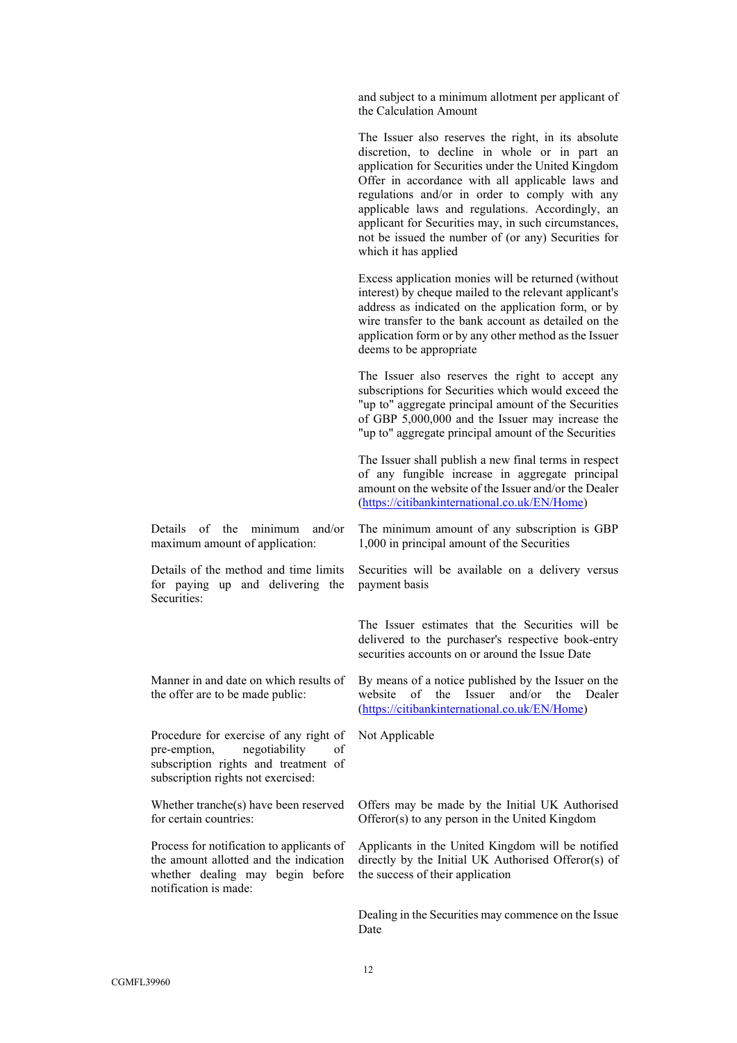| | |
|---|---|
| | and subject to a minimum allotment per applicant of the Calculation Amount<br><br>The Issuer also reserves the right, in its absolute discretion, to decline in whole or in part an application for Securities under the United Kingdom Offer in accordance with all applicable laws and regulations and/or in order to comply with any applicable laws and regulations. Accordingly, an applicant for Securities may, in such circumstances, not be issued the number of (or any) Securities for which it has applied<br><br>Excess application monies will be returned (without interest) by cheque mailed to the relevant applicant's address as indicated on the application form, or by wire transfer to the bank account as detailed on the application form or by any other method as the Issuer deems to be appropriate<br><br>The Issuer also reserves the right to accept any subscriptions for Securities which would exceed the "up to" aggregate principal amount of the Securities of GBP 5,000,000 and the Issuer may increase the "up to" aggregate principal amount of the Securities<br><br>The Issuer shall publish a new final terms in respect of any fungible increase in aggregate principal amount on the website of the Issuer and/or the Dealer (https://citibankinternational.co.uk/EN/Home) |
| Details of the minimum and/or maximum amount of application: | The minimum amount of any subscription is GBP 1,000 in principal amount of the Securities |
| Details of the method and time limits for paying up and delivering the Securities: | Securities will be available on a delivery versus payment basis<br><br>The Issuer estimates that the Securities will be delivered to the purchaser's respective book-entry securities accounts on or around the Issue Date |
| Manner in and date on which results of the offer are to be made public: | By means of a notice published by the Issuer on the website of the Issuer and/or the Dealer (https://citibankinternational.co.uk/EN/Home) |
| Procedure for exercise of any right of pre-emption, negotiability of subscription rights and treatment of subscription rights not exercised: | Not Applicable |
| Whether tranche(s) have been reserved for certain countries: | Offers may be made by the Initial UK Authorised Offeror(s) to any person in the United Kingdom |
| Process for notification to applicants of the amount allotted and the indication whether dealing may begin before notification is made: | Applicants in the United Kingdom will be notified directly by the Initial UK Authorised Offeror(s) of the success of their application<br><br>Dealing in the Securities may commence on the Issue Date |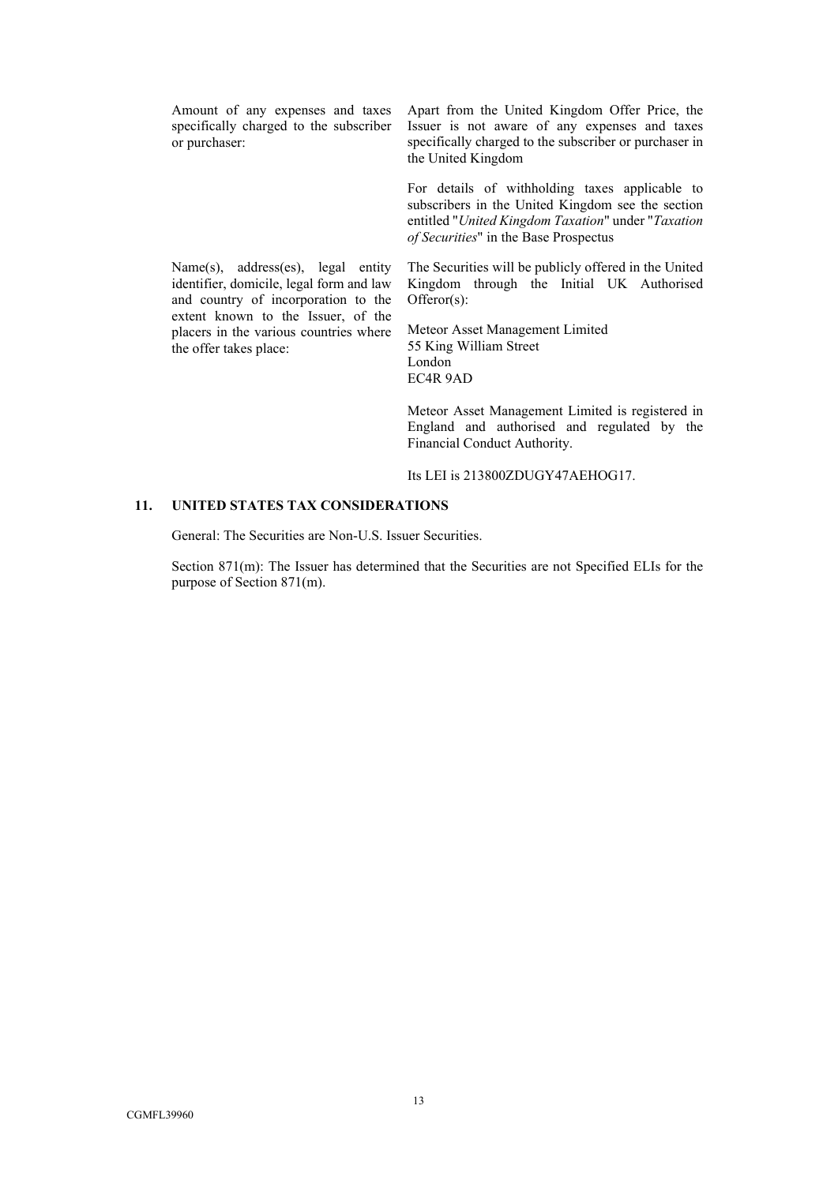| | |
|---|---|
| Amount of any expenses and taxes specifically charged to the subscriber or purchaser: | Apart from the United Kingdom Offer Price, the Issuer is not aware of any expenses and taxes specifically charged to the subscriber or purchaser in the United Kingdom<br><br>For details of withholding taxes applicable to subscribers in the United Kingdom see the section entitled "*United Kingdom Taxation*" under "*Taxation of Securities*" in the Base Prospectus |
| Name(s), address(es), legal entity identifier, domicile, legal form and law and country of incorporation to the extent known to the Issuer, of the placers in the various countries where the offer takes place: | The Securities will be publicly offered in the United Kingdom through the Initial UK Authorised Offeror(s):<br><br>Meteor Asset Management Limited<br>55 King William Street<br>London<br>EC4R 9AD<br><br>Meteor Asset Management Limited is registered in England and authorised and regulated by the Financial Conduct Authority.<br><br>Its LEI is 213800ZDUGY47AEHOG17. |

## 11. UNITED STATES TAX CONSIDERATIONS

General: The Securities are Non-U.S. Issuer Securities.

Section 871(m): The Issuer has determined that the Securities are not Specified ELIs for the purpose of Section 871(m).

CGMFL39960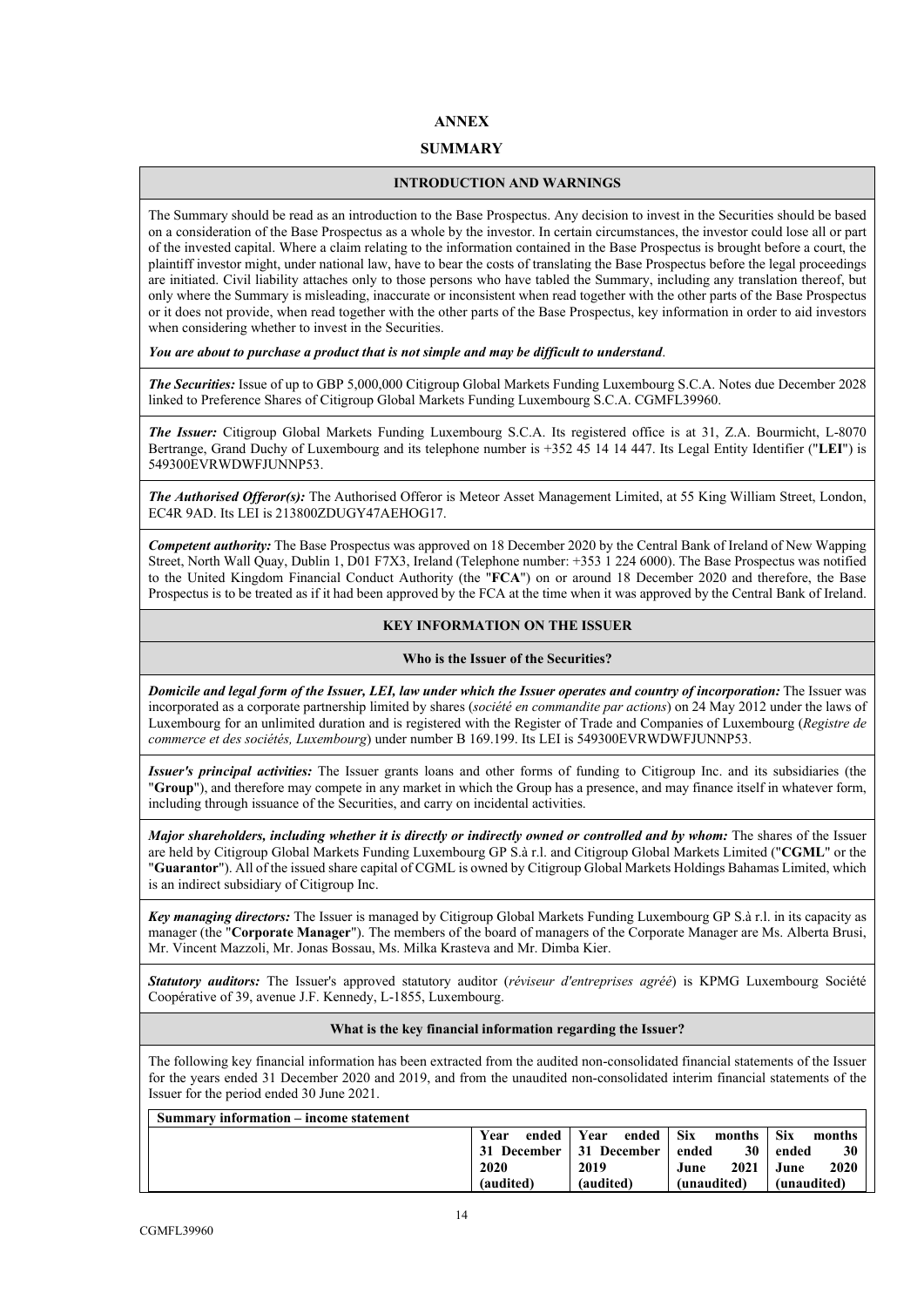# ANNEX

# SUMMARY

## INTRODUCTION AND WARNINGS

The Summary should be read as an introduction to the Base Prospectus. Any decision to invest in the Securities should be based on a consideration of the Base Prospectus as a whole by the investor. In certain circumstances, the investor could lose all or part of the invested capital. Where a claim relating to the information contained in the Base Prospectus is brought before a court, the plaintiff investor might, under national law, have to bear the costs of translating the Base Prospectus before the legal proceedings are initiated. Civil liability attaches only to those persons who have tabled the Summary, including any translation thereof, but only where the Summary is misleading, inaccurate or inconsistent when read together with the other parts of the Base Prospectus or it does not provide, when read together with the other parts of the Base Prospectus, key information in order to aid investors when considering whether to invest in the Securities.

***You are about to purchase a product that is not simple and may be difficult to understand***.

***The Securities:*** Issue of up to GBP 5,000,000 Citigroup Global Markets Funding Luxembourg S.C.A. Notes due December 2028 linked to Preference Shares of Citigroup Global Markets Funding Luxembourg S.C.A. CGMFL39960.

***The Issuer:*** Citigroup Global Markets Funding Luxembourg S.C.A. Its registered office is at 31, Z.A. Bourmicht, L-8070 Bertrange, Grand Duchy of Luxembourg and its telephone number is +352 45 14 14 447. Its Legal Entity Identifier ("**LEI**") is 549300EVRWDWFJUNNP53.

***The Authorised Offeror(s):*** The Authorised Offeror is Meteor Asset Management Limited, at 55 King William Street, London, EC4R 9AD. Its LEI is 213800ZDUGY47AEHOG17.

***Competent authority:*** The Base Prospectus was approved on 18 December 2020 by the Central Bank of Ireland of New Wapping Street, North Wall Quay, Dublin 1, D01 F7X3, Ireland (Telephone number: +353 1 224 6000). The Base Prospectus was notified to the United Kingdom Financial Conduct Authority (the "**FCA**") on or around 18 December 2020 and therefore, the Base Prospectus is to be treated as if it had been approved by the FCA at the time when it was approved by the Central Bank of Ireland.

## KEY INFORMATION ON THE ISSUER

### Who is the Issuer of the Securities?

***Domicile and legal form of the Issuer, LEI, law under which the Issuer operates and country of incorporation:*** The Issuer was incorporated as a corporate partnership limited by shares (*société en commandite par actions*) on 24 May 2012 under the laws of Luxembourg for an unlimited duration and is registered with the Register of Trade and Companies of Luxembourg (*Registre de commerce et des sociétés, Luxembourg*) under number B 169.199. Its LEI is 549300EVRWDWFJUNNP53.

***Issuer's principal activities:*** The Issuer grants loans and other forms of funding to Citigroup Inc. and its subsidiaries (the "**Group**"), and therefore may compete in any market in which the Group has a presence, and may finance itself in whatever form, including through issuance of the Securities, and carry on incidental activities.

***Major shareholders, including whether it is directly or indirectly owned or controlled and by whom:*** The shares of the Issuer are held by Citigroup Global Markets Funding Luxembourg GP S.à r.l. and Citigroup Global Markets Limited ("**CGML**" or the "**Guarantor**"). All of the issued share capital of CGML is owned by Citigroup Global Markets Holdings Bahamas Limited, which is an indirect subsidiary of Citigroup Inc.

***Key managing directors:*** The Issuer is managed by Citigroup Global Markets Funding Luxembourg GP S.à r.l. in its capacity as manager (the "**Corporate Manager**"). The members of the board of managers of the Corporate Manager are Ms. Alberta Brusi, Mr. Vincent Mazzoli, Mr. Jonas Bossau, Ms. Milka Krasteva and Mr. Dimba Kier.

***Statutory auditors:*** The Issuer's approved statutory auditor (*réviseur d'entreprises agréé*) is KPMG Luxembourg Société Coopérative of 39, avenue J.F. Kennedy, L-1855, Luxembourg.

### What is the key financial information regarding the Issuer?

The following key financial information has been extracted from the audited non-consolidated financial statements of the Issuer for the years ended 31 December 2020 and 2019, and from the unaudited non-consolidated interim financial statements of the Issuer for the period ended 30 June 2021.

| **Summary information – income statement** | **Year ended 31 December 2020 (audited)** | **Year ended 31 December 2019 (audited)** | **Six months ended 30 June 2021 (unaudited)** | **Six months ended 30 June 2020 (unaudited)** |
|---|---|---|---|---|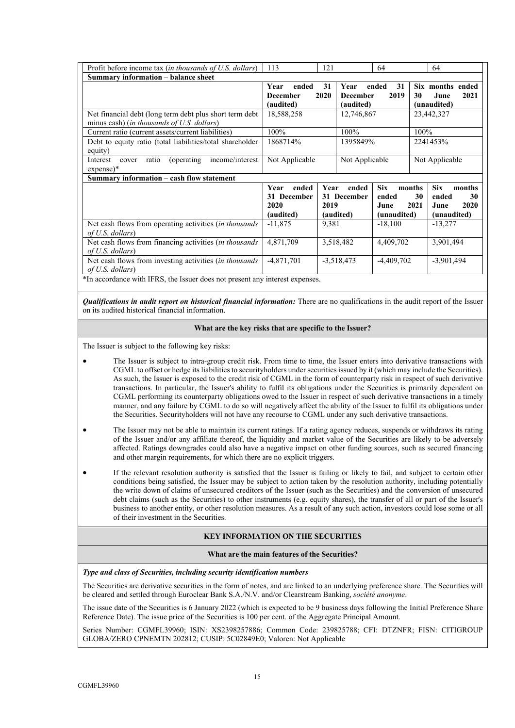| Profit before income tax (*in thousands of U.S. dollars*) | 113 | 121 | 64 | 64 |
|---|---|---|---|---|
| **Summary information – balance sheet** | | | | |
| | **Year ended 31 December 2020 (audited)** | **Year ended 31 December 2019 (audited)** | **Six months ended 30 June 2021 (unaudited)** | |
| Net financial debt (long term debt plus short term debt minus cash) (*in thousands of U.S. dollars*) | 18,588,258 | 12,746,867 | 23,442,327 | |
| Current ratio (current assets/current liabilities) | 100% | 100% | 100% | |
| Debt to equity ratio (total liabilities/total shareholder equity) | 1868714% | 1395849% | 2241453% | |
| Interest cover ratio (operating income/interest expense)* | Not Applicable | Not Applicable | Not Applicable | |
| **Summary information – cash flow statement** | | | | |
| | **Year ended 31 December 2020 (audited)** | **Year ended 31 December 2019 (audited)** | **Six months ended 30 June 2021 (unaudited)** | **Six months ended 30 June 2020 (unaudited)** |
| Net cash flows from operating activities (*in thousands of U.S. dollars*) | -11,875 | 9,381 | -18,100 | -13,277 |
| Net cash flows from financing activities (*in thousands of U.S. dollars*) | 4,871,709 | 3,518,482 | 4,409,702 | 3,901,494 |
| Net cash flows from investing activities (*in thousands of U.S. dollars*) | -4,871,701 | -3,518,473 | -4,409,702 | -3,901,494 |

*In accordance with IFRS, the Issuer does not present any interest expenses.

***Qualifications in audit report on historical financial information:*** There are no qualifications in the audit report of the Issuer on its audited historical financial information.

**What are the key risks that are specific to the Issuer?**

The Issuer is subject to the following key risks:

- The Issuer is subject to intra-group credit risk. From time to time, the Issuer enters into derivative transactions with CGML to offset or hedge its liabilities to securityholders under securities issued by it (which may include the Securities). As such, the Issuer is exposed to the credit risk of CGML in the form of counterparty risk in respect of such derivative transactions. In particular, the Issuer's ability to fulfil its obligations under the Securities is primarily dependent on CGML performing its counterparty obligations owed to the Issuer in respect of such derivative transactions in a timely manner, and any failure by CGML to do so will negatively affect the ability of the Issuer to fulfil its obligations under the Securities. Securityholders will not have any recourse to CGML under any such derivative transactions.
- The Issuer may not be able to maintain its current ratings. If a rating agency reduces, suspends or withdraws its rating of the Issuer and/or any affiliate thereof, the liquidity and market value of the Securities are likely to be adversely affected. Ratings downgrades could also have a negative impact on other funding sources, such as secured financing and other margin requirements, for which there are no explicit triggers.
- If the relevant resolution authority is satisfied that the Issuer is failing or likely to fail, and subject to certain other conditions being satisfied, the Issuer may be subject to action taken by the resolution authority, including potentially the write down of claims of unsecured creditors of the Issuer (such as the Securities) and the conversion of unsecured debt claims (such as the Securities) to other instruments (e.g. equity shares), the transfer of all or part of the Issuer's business to another entity, or other resolution measures. As a result of any such action, investors could lose some or all of their investment in the Securities.

**KEY INFORMATION ON THE SECURITIES**

**What are the main features of the Securities?**

***Type and class of Securities, including security identification numbers***

The Securities are derivative securities in the form of notes, and are linked to an underlying preference share. The Securities will be cleared and settled through Euroclear Bank S.A./N.V. and/or Clearstream Banking, *société anonyme*.

The issue date of the Securities is 6 January 2022 (which is expected to be 9 business days following the Initial Preference Share Reference Date). The issue price of the Securities is 100 per cent. of the Aggregate Principal Amount.

Series Number: CGMFL39960; ISIN: XS2398257886; Common Code: 239825788; CFI: DTZNFR; FISN: CITIGROUP GLOBA/ZERO CPNEMTN 202812; CUSIP: 5C02849E0; Valoren: Not Applicable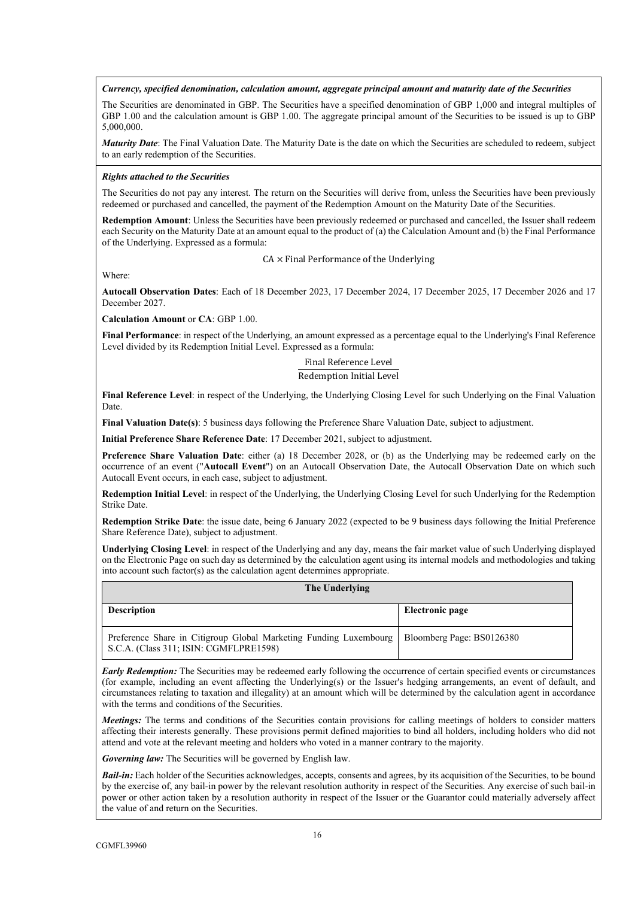***Currency, specified denomination, calculation amount, aggregate principal amount and maturity date of the Securities***

The Securities are denominated in GBP. The Securities have a specified denomination of GBP 1,000 and integral multiples of GBP 1.00 and the calculation amount is GBP 1.00. The aggregate principal amount of the Securities to be issued is up to GBP 5,000,000.

***Maturity Date***: The Final Valuation Date. The Maturity Date is the date on which the Securities are scheduled to redeem, subject to an early redemption of the Securities.

***Rights attached to the Securities***

The Securities do not pay any interest. The return on the Securities will derive from, unless the Securities have been previously redeemed or purchased and cancelled, the payment of the Redemption Amount on the Maturity Date of the Securities.

**Redemption Amount**: Unless the Securities have been previously redeemed or purchased and cancelled, the Issuer shall redeem each Security on the Maturity Date at an amount equal to the product of (a) the Calculation Amount and (b) the Final Performance of the Underlying. Expressed as a formula:

$$\text{CA} \times \text{Final Performance of the Underlying}$$

Where:

**Autocall Observation Dates**: Each of 18 December 2023, 17 December 2024, 17 December 2025, 17 December 2026 and 17 December 2027.

**Calculation Amount** or **CA**: GBP 1.00.

**Final Performance**: in respect of the Underlying, an amount expressed as a percentage equal to the Underlying's Final Reference Level divided by its Redemption Initial Level. Expressed as a formula:

$$\frac{\text{Final Reference Level}}{\text{Redemption Initial Level}}$$

**Final Reference Level**: in respect of the Underlying, the Underlying Closing Level for such Underlying on the Final Valuation Date.

**Final Valuation Date(s)**: 5 business days following the Preference Share Valuation Date, subject to adjustment.

**Initial Preference Share Reference Date**: 17 December 2021, subject to adjustment.

**Preference Share Valuation Date**: either (a) 18 December 2028, or (b) as the Underlying may be redeemed early on the occurrence of an event ("**Autocall Event**") on an Autocall Observation Date, the Autocall Observation Date on which such Autocall Event occurs, in each case, subject to adjustment.

**Redemption Initial Level**: in respect of the Underlying, the Underlying Closing Level for such Underlying for the Redemption Strike Date.

**Redemption Strike Date**: the issue date, being 6 January 2022 (expected to be 9 business days following the Initial Preference Share Reference Date), subject to adjustment.

**Underlying Closing Level**: in respect of the Underlying and any day, means the fair market value of such Underlying displayed on the Electronic Page on such day as determined by the calculation agent using its internal models and methodologies and taking into account such factor(s) as the calculation agent determines appropriate.

| **The Underlying** | |
|---|---|
| **Description** | **Electronic page** |
| Preference Share in Citigroup Global Marketing Funding Luxembourg S.C.A. (Class 311; ISIN: CGMFLPRE1598) | Bloomberg Page: BS0126380 |

***Early Redemption:*** The Securities may be redeemed early following the occurrence of certain specified events or circumstances (for example, including an event affecting the Underlying(s) or the Issuer's hedging arrangements, an event of default, and circumstances relating to taxation and illegality) at an amount which will be determined by the calculation agent in accordance with the terms and conditions of the Securities.

***Meetings:*** The terms and conditions of the Securities contain provisions for calling meetings of holders to consider matters affecting their interests generally. These provisions permit defined majorities to bind all holders, including holders who did not attend and vote at the relevant meeting and holders who voted in a manner contrary to the majority.

***Governing law:*** The Securities will be governed by English law.

***Bail-in:*** Each holder of the Securities acknowledges, accepts, consents and agrees, by its acquisition of the Securities, to be bound by the exercise of, any bail-in power by the relevant resolution authority in respect of the Securities. Any exercise of such bail-in power or other action taken by a resolution authority in respect of the Issuer or the Guarantor could materially adversely affect the value of and return on the Securities.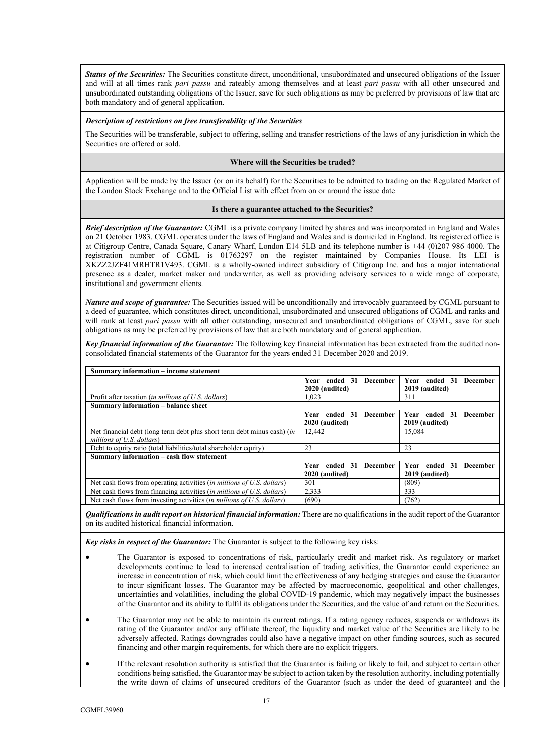***Status of the Securities:*** The Securities constitute direct, unconditional, unsubordinated and unsecured obligations of the Issuer and will at all times rank *pari passu* and rateably among themselves and at least *pari passu* with all other unsecured and unsubordinated outstanding obligations of the Issuer, save for such obligations as may be preferred by provisions of law that are both mandatory and of general application.

***Description of restrictions on free transferability of the Securities***

The Securities will be transferable, subject to offering, selling and transfer restrictions of the laws of any jurisdiction in which the Securities are offered or sold.

**Where will the Securities be traded?**

Application will be made by the Issuer (or on its behalf) for the Securities to be admitted to trading on the Regulated Market of the London Stock Exchange and to the Official List with effect from on or around the issue date

**Is there a guarantee attached to the Securities?**

***Brief description of the Guarantor:*** CGML is a private company limited by shares and was incorporated in England and Wales on 21 October 1983. CGML operates under the laws of England and Wales and is domiciled in England. Its registered office is at Citigroup Centre, Canada Square, Canary Wharf, London E14 5LB and its telephone number is +44 (0)207 986 4000. The registration number of CGML is 01763297 on the register maintained by Companies House. Its LEI is XKZZ2JZF41MRHTR1V493. CGML is a wholly-owned indirect subsidiary of Citigroup Inc. and has a major international presence as a dealer, market maker and underwriter, as well as providing advisory services to a wide range of corporate, institutional and government clients.

***Nature and scope of guarantee:*** The Securities issued will be unconditionally and irrevocably guaranteed by CGML pursuant to a deed of guarantee, which constitutes direct, unconditional, unsubordinated and unsecured obligations of CGML and ranks and will rank at least *pari passu* with all other outstanding, unsecured and unsubordinated obligations of CGML, save for such obligations as may be preferred by provisions of law that are both mandatory and of general application.

***Key financial information of the Guarantor:*** The following key financial information has been extracted from the audited non-consolidated financial statements of the Guarantor for the years ended 31 December 2020 and 2019.

| **Summary information – income statement** | | |
|---|---|---|
| | **Year ended 31 December 2020 (audited)** | **Year ended 31 December 2019 (audited)** |
| Profit after taxation (*in millions of U.S. dollars*) | 1,023 | 311 |
| **Summary information – balance sheet** | | |
| | **Year ended 31 December 2020 (audited)** | **Year ended 31 December 2019 (audited)** |
| Net financial debt (long term debt plus short term debt minus cash) (*in millions of U.S. dollars*) | 12,442 | 15,084 |
| Debt to equity ratio (total liabilities/total shareholder equity) | 23 | 23 |
| **Summary information – cash flow statement** | | |
| | **Year ended 31 December 2020 (audited)** | **Year ended 31 December 2019 (audited)** |
| Net cash flows from operating activities (*in millions of U.S. dollars*) | 301 | (809) |
| Net cash flows from financing activities (*in millions of U.S. dollars*) | 2,333 | 333 |
| Net cash flows from investing activities (*in millions of U.S. dollars*) | (690) | (762) |

***Qualifications in audit report on historical financial information:*** There are no qualifications in the audit report of the Guarantor on its audited historical financial information.

***Key risks in respect of the Guarantor:*** The Guarantor is subject to the following key risks:

- The Guarantor is exposed to concentrations of risk, particularly credit and market risk. As regulatory or market developments continue to lead to increased centralisation of trading activities, the Guarantor could experience an increase in concentration of risk, which could limit the effectiveness of any hedging strategies and cause the Guarantor to incur significant losses. The Guarantor may be affected by macroeconomic, geopolitical and other challenges, uncertainties and volatilities, including the global COVID-19 pandemic, which may negatively impact the businesses of the Guarantor and its ability to fulfil its obligations under the Securities, and the value of and return on the Securities.
- The Guarantor may not be able to maintain its current ratings. If a rating agency reduces, suspends or withdraws its rating of the Guarantor and/or any affiliate thereof, the liquidity and market value of the Securities are likely to be adversely affected. Ratings downgrades could also have a negative impact on other funding sources, such as secured financing and other margin requirements, for which there are no explicit triggers.
- If the relevant resolution authority is satisfied that the Guarantor is failing or likely to fail, and subject to certain other conditions being satisfied, the Guarantor may be subject to action taken by the resolution authority, including potentially the write down of claims of unsecured creditors of the Guarantor (such as under the deed of guarantee) and the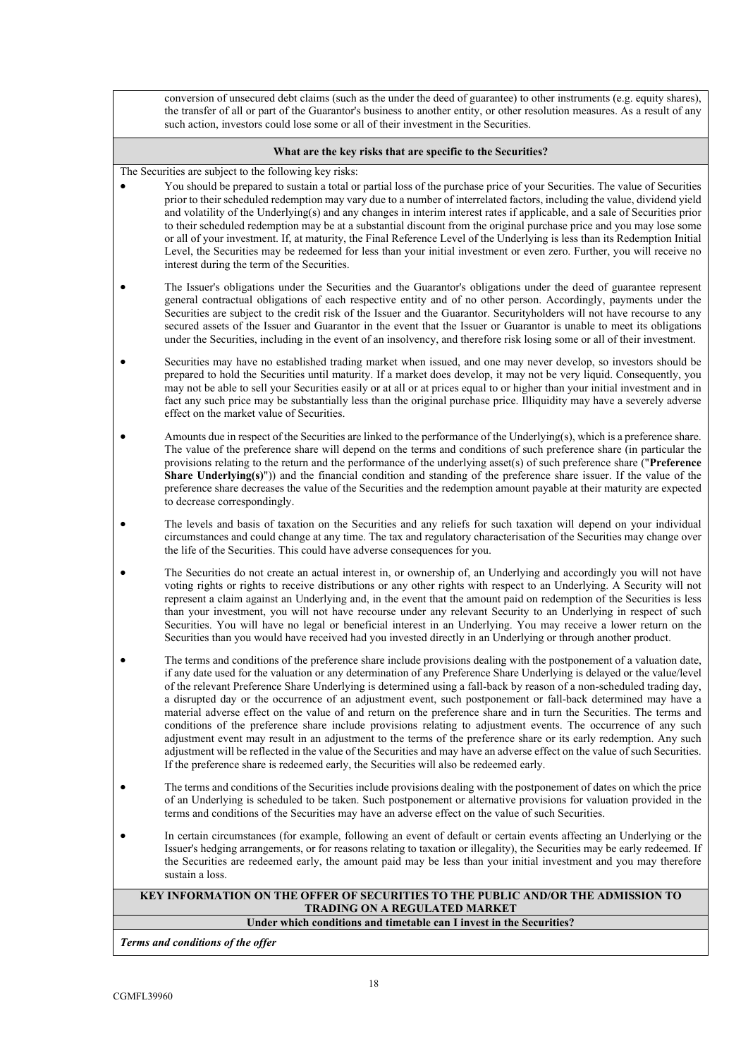conversion of unsecured debt claims (such as the under the deed of guarantee) to other instruments (e.g. equity shares), the transfer of all or part of the Guarantor's business to another entity, or other resolution measures. As a result of any such action, investors could lose some or all of their investment in the Securities.

**What are the key risks that are specific to the Securities?**

The Securities are subject to the following key risks:

- You should be prepared to sustain a total or partial loss of the purchase price of your Securities. The value of Securities prior to their scheduled redemption may vary due to a number of interrelated factors, including the value, dividend yield and volatility of the Underlying(s) and any changes in interim interest rates if applicable, and a sale of Securities prior to their scheduled redemption may be at a substantial discount from the original purchase price and you may lose some or all of your investment. If, at maturity, the Final Reference Level of the Underlying is less than its Redemption Initial Level, the Securities may be redeemed for less than your initial investment or even zero. Further, you will receive no interest during the term of the Securities.

- The Issuer's obligations under the Securities and the Guarantor's obligations under the deed of guarantee represent general contractual obligations of each respective entity and of no other person. Accordingly, payments under the Securities are subject to the credit risk of the Issuer and the Guarantor. Securityholders will not have recourse to any secured assets of the Issuer and Guarantor in the event that the Issuer or Guarantor is unable to meet its obligations under the Securities, including in the event of an insolvency, and therefore risk losing some or all of their investment.

- Securities may have no established trading market when issued, and one may never develop, so investors should be prepared to hold the Securities until maturity. If a market does develop, it may not be very liquid. Consequently, you may not be able to sell your Securities easily or at all or at prices equal to or higher than your initial investment and in fact any such price may be substantially less than the original purchase price. Illiquidity may have a severely adverse effect on the market value of Securities.

- Amounts due in respect of the Securities are linked to the performance of the Underlying(s), which is a preference share. The value of the preference share will depend on the terms and conditions of such preference share (in particular the provisions relating to the return and the performance of the underlying asset(s) of such preference share ("**Preference Share Underlying(s)**")) and the financial condition and standing of the preference share issuer. If the value of the preference share decreases the value of the Securities and the redemption amount payable at their maturity are expected to decrease correspondingly.

- The levels and basis of taxation on the Securities and any reliefs for such taxation will depend on your individual circumstances and could change at any time. The tax and regulatory characterisation of the Securities may change over the life of the Securities. This could have adverse consequences for you.

- The Securities do not create an actual interest in, or ownership of, an Underlying and accordingly you will not have voting rights or rights to receive distributions or any other rights with respect to an Underlying. A Security will not represent a claim against an Underlying and, in the event that the amount paid on redemption of the Securities is less than your investment, you will not have recourse under any relevant Security to an Underlying in respect of such Securities. You will have no legal or beneficial interest in an Underlying. You may receive a lower return on the Securities than you would have received had you invested directly in an Underlying or through another product.

- The terms and conditions of the preference share include provisions dealing with the postponement of a valuation date, if any date used for the valuation or any determination of any Preference Share Underlying is delayed or the value/level of the relevant Preference Share Underlying is determined using a fall-back by reason of a non-scheduled trading day, a disrupted day or the occurrence of an adjustment event, such postponement or fall-back determined may have a material adverse effect on the value of and return on the preference share and in turn the Securities. The terms and conditions of the preference share include provisions relating to adjustment events. The occurrence of any such adjustment event may result in an adjustment to the terms of the preference share or its early redemption. Any such adjustment will be reflected in the value of the Securities and may have an adverse effect on the value of such Securities. If the preference share is redeemed early, the Securities will also be redeemed early.

- The terms and conditions of the Securities include provisions dealing with the postponement of dates on which the price of an Underlying is scheduled to be taken. Such postponement or alternative provisions for valuation provided in the terms and conditions of the Securities may have an adverse effect on the value of such Securities.

- In certain circumstances (for example, following an event of default or certain events affecting an Underlying or the Issuer's hedging arrangements, or for reasons relating to taxation or illegality), the Securities may be early redeemed. If the Securities are redeemed early, the amount paid may be less than your initial investment and you may therefore sustain a loss.

**KEY INFORMATION ON THE OFFER OF SECURITIES TO THE PUBLIC AND/OR THE ADMISSION TO TRADING ON A REGULATED MARKET**

**Under which conditions and timetable can I invest in the Securities?**

***Terms and conditions of the offer***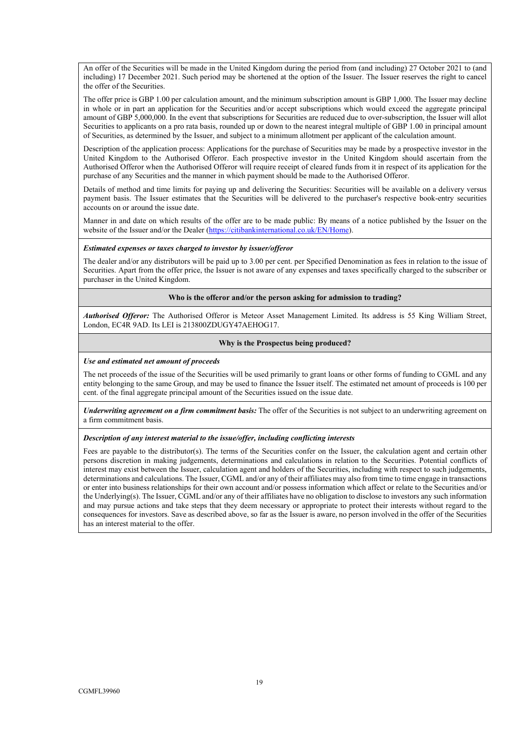An offer of the Securities will be made in the United Kingdom during the period from (and including) 27 October 2021 to (and including) 17 December 2021. Such period may be shortened at the option of the Issuer. The Issuer reserves the right to cancel the offer of the Securities.

The offer price is GBP 1.00 per calculation amount, and the minimum subscription amount is GBP 1,000. The Issuer may decline in whole or in part an application for the Securities and/or accept subscriptions which would exceed the aggregate principal amount of GBP 5,000,000. In the event that subscriptions for Securities are reduced due to over-subscription, the Issuer will allot Securities to applicants on a pro rata basis, rounded up or down to the nearest integral multiple of GBP 1.00 in principal amount of Securities, as determined by the Issuer, and subject to a minimum allotment per applicant of the calculation amount.

Description of the application process: Applications for the purchase of Securities may be made by a prospective investor in the United Kingdom to the Authorised Offeror. Each prospective investor in the United Kingdom should ascertain from the Authorised Offeror when the Authorised Offeror will require receipt of cleared funds from it in respect of its application for the purchase of any Securities and the manner in which payment should be made to the Authorised Offeror.

Details of method and time limits for paying up and delivering the Securities: Securities will be available on a delivery versus payment basis. The Issuer estimates that the Securities will be delivered to the purchaser's respective book-entry securities accounts on or around the issue date.

Manner in and date on which results of the offer are to be made public: By means of a notice published by the Issuer on the website of the Issuer and/or the Dealer (https://citibankinternational.co.uk/EN/Home).

***Estimated expenses or taxes charged to investor by issuer/offeror***

The dealer and/or any distributors will be paid up to 3.00 per cent. per Specified Denomination as fees in relation to the issue of Securities. Apart from the offer price, the Issuer is not aware of any expenses and taxes specifically charged to the subscriber or purchaser in the United Kingdom.

**Who is the offeror and/or the person asking for admission to trading?**

***Authorised Offeror:*** The Authorised Offeror is Meteor Asset Management Limited. Its address is 55 King William Street, London, EC4R 9AD. Its LEI is 213800ZDUGY47AEHOG17.

**Why is the Prospectus being produced?**

***Use and estimated net amount of proceeds***

The net proceeds of the issue of the Securities will be used primarily to grant loans or other forms of funding to CGML and any entity belonging to the same Group, and may be used to finance the Issuer itself. The estimated net amount of proceeds is 100 per cent. of the final aggregate principal amount of the Securities issued on the issue date.

***Underwriting agreement on a firm commitment basis:*** The offer of the Securities is not subject to an underwriting agreement on a firm commitment basis.

***Description of any interest material to the issue/offer, including conflicting interests***

Fees are payable to the distributor(s). The terms of the Securities confer on the Issuer, the calculation agent and certain other persons discretion in making judgements, determinations and calculations in relation to the Securities. Potential conflicts of interest may exist between the Issuer, calculation agent and holders of the Securities, including with respect to such judgements, determinations and calculations. The Issuer, CGML and/or any of their affiliates may also from time to time engage in transactions or enter into business relationships for their own account and/or possess information which affect or relate to the Securities and/or the Underlying(s). The Issuer, CGML and/or any of their affiliates have no obligation to disclose to investors any such information and may pursue actions and take steps that they deem necessary or appropriate to protect their interests without regard to the consequences for investors. Save as described above, so far as the Issuer is aware, no person involved in the offer of the Securities has an interest material to the offer.